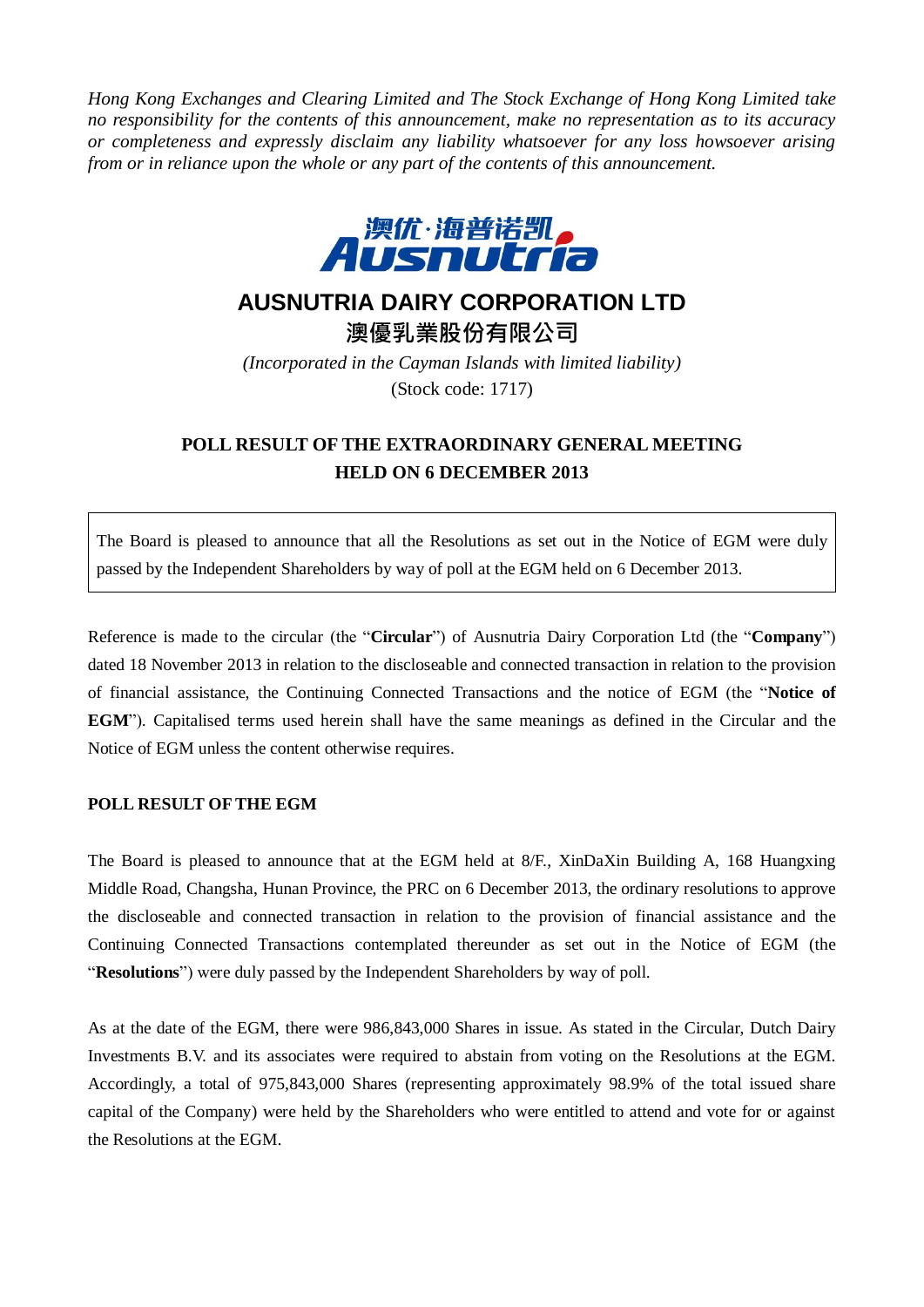*Hong Kong Exchanges and Clearing Limited and The Stock Exchange of Hong Kong Limited take no responsibility for the contents of this announcement, make no representation as to its accuracy or completeness and expressly disclaim any liability whatsoever for any loss howsoever arising from or in reliance upon the whole or any part of the contents of this announcement.*

# AUSNUTRIA DAIRY CORPORATION LTD

# 澳優乳業股份有限公司

*(Incorporated in the Cayman Islands with limited liability)*

(Stock code: 1717)

## POLL RESULT OF THE EXTRAORDINARY GENERAL MEETING HELD ON 6 DECEMBER 2013

The Board is pleased to announce that all the Resolutions as set out in the Notice of EGM were duly passed by the Independent Shareholders by way of poll at the EGM held on 6 December 2013.

Reference is made to the circular (the "**Circular**") of Ausnutria Dairy Corporation Ltd (the "**Company**") dated 18 November 2013 in relation to the discloseable and connected transaction in relation to the provision of financial assistance, the Continuing Connected Transactions and the notice of EGM (the "**Notice of EGM**"). Capitalised terms used herein shall have the same meanings as defined in the Circular and the Notice of EGM unless the content otherwise requires.

### POLL RESULT OF THE EGM

The Board is pleased to announce that at the EGM held at 8/F., XinDaXin Building A, 168 Huangxing Middle Road, Changsha, Hunan Province, the PRC on 6 December 2013, the ordinary resolutions to approve the discloseable and connected transaction in relation to the provision of financial assistance and the Continuing Connected Transactions contemplated thereunder as set out in the Notice of EGM (the "**Resolutions**") were duly passed by the Independent Shareholders by way of poll.

As at the date of the EGM, there were 986,843,000 Shares in issue. As stated in the Circular, Dutch Dairy Investments B.V. and its associates were required to abstain from voting on the Resolutions at the EGM. Accordingly, a total of 975,843,000 Shares (representing approximately 98.9% of the total issued share capital of the Company) were held by the Shareholders who were entitled to attend and vote for or against the Resolutions at the EGM.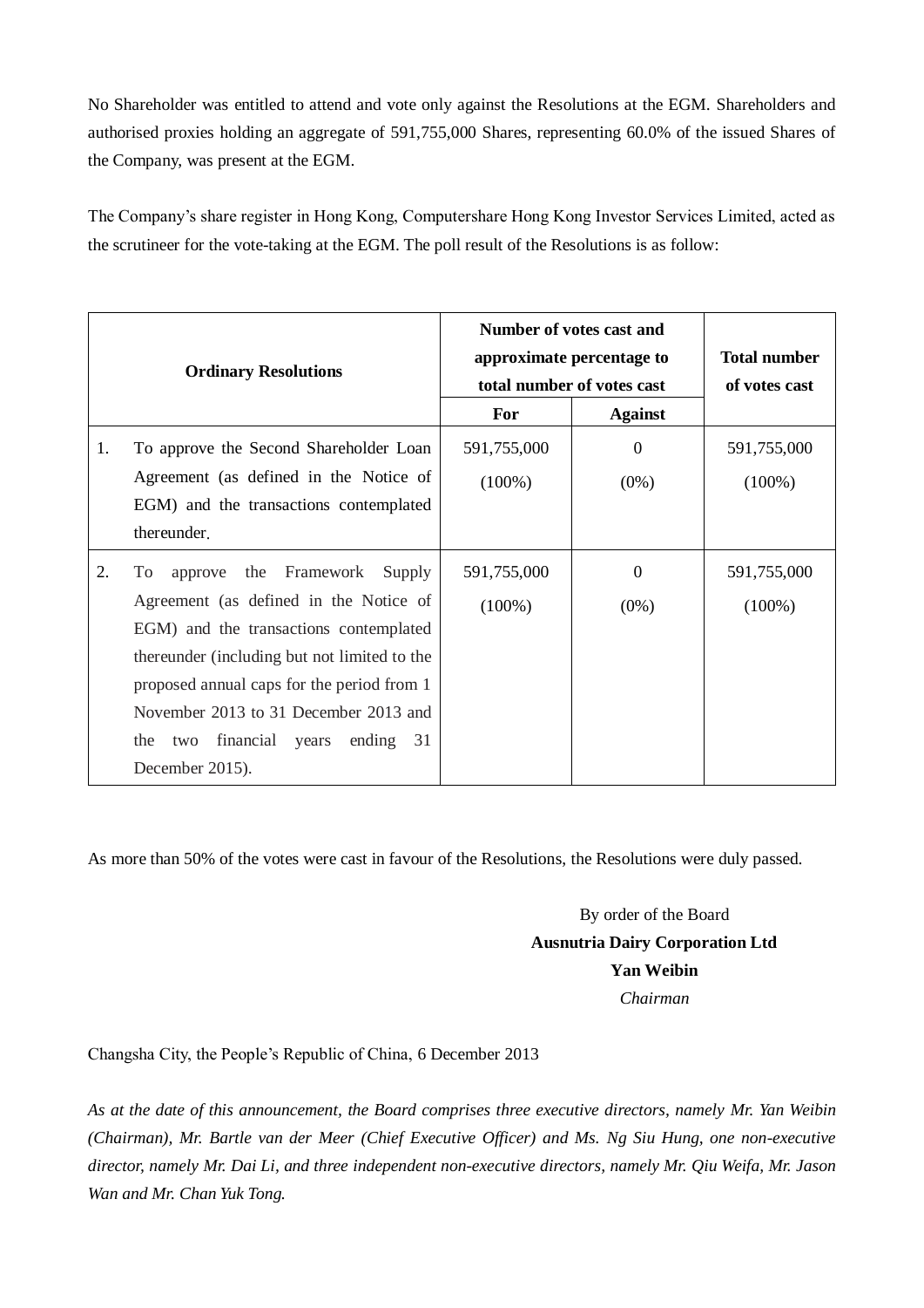No Shareholder was entitled to attend and vote only against the Resolutions at the EGM. Shareholders and authorised proxies holding an aggregate of 591,755,000 Shares, representing 60.0% of the issued Shares of the Company, was present at the EGM.

The Company's share register in Hong Kong, Computershare Hong Kong Investor Services Limited, acted as the scrutineer for the vote-taking at the EGM. The poll result of the Resolutions is as follow:

| **Ordinary Resolutions** | | **Number of votes cast and approximate percentage to total number of votes cast** | | **Total number of votes cast** |
|---|---|---|---|---|
| | | **For** | **Against** | |
| 1. | To approve the Second Shareholder Loan Agreement (as defined in the Notice of EGM) and the transactions contemplated thereunder. | 591,755,000 (100%) | 0 (0%) | 591,755,000 (100%) |
| 2. | To approve the Framework Supply Agreement (as defined in the Notice of EGM) and the transactions contemplated thereunder (including but not limited to the proposed annual caps for the period from 1 November 2013 to 31 December 2013 and the two financial years ending 31 December 2015). | 591,755,000 (100%) | 0 (0%) | 591,755,000 (100%) |

As more than 50% of the votes were cast in favour of the Resolutions, the Resolutions were duly passed.

By order of the Board
**Ausnutria Dairy Corporation Ltd**
**Yan Weibin**
*Chairman*

Changsha City, the People's Republic of China, 6 December 2013

*As at the date of this announcement, the Board comprises three executive directors, namely Mr. Yan Weibin (Chairman), Mr. Bartle van der Meer (Chief Executive Officer) and Ms. Ng Siu Hung, one non-executive director, namely Mr. Dai Li, and three independent non-executive directors, namely Mr. Qiu Weifa, Mr. Jason Wan and Mr. Chan Yuk Tong.*